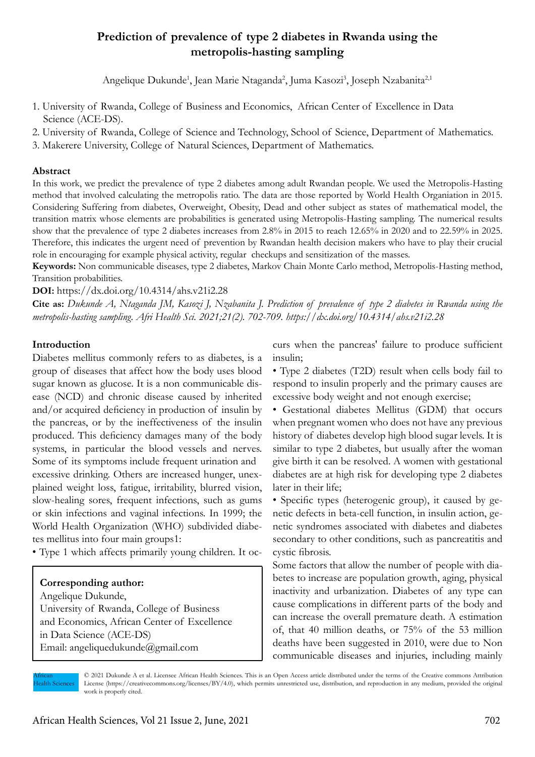# Prediction of prevalence of type 2 diabetes in Rwanda using the metropolis-hasting sampling

Angelique Dukunde[1], Jean Marie Ntaganda[2], Juma Kasozi[3], Joseph Nzabanita[2,1]

1. University of Rwanda, College of Business and Economics, African Center of Excellence in Data Science (ACE-DS).
2. University of Rwanda, College of Science and Technology, School of Science, Department of Mathematics.
3. Makerere University, College of Natural Sciences, Department of Mathematics.

## Abstract

In this work, we predict the prevalence of type 2 diabetes among adult Rwandan people. We used the Metropolis-Hasting method that involved calculating the metropolis ratio. The data are those reported by World Health Organiation in 2015. Considering Suffering from diabetes, Overweight, Obesity, Dead and other subject as states of mathematical model, the transition matrix whose elements are probabilities is generated using Metropolis-Hasting sampling. The numerical results show that the prevalence of type 2 diabetes increases from 2.8% in 2015 to reach 12.65% in 2020 and to 22.59% in 2025. Therefore, this indicates the urgent need of prevention by Rwandan health decision makers who have to play their crucial role in encouraging for example physical activity, regular checkups and sensitization of the masses.

**Keywords:** Non communicable diseases, type 2 diabetes, Markov Chain Monte Carlo method, Metropolis-Hasting method, Transition probabilities.

**DOI:** https://dx.doi.org/10.4314/ahs.v21i2.28

**Cite as:** *Dukunde A, Ntaganda JM, Kasozi J, Nzabanita J. Prediction of prevalence of type 2 diabetes in Rwanda using the metropolis-hasting sampling. Afri Health Sci. 2021;21(2). 702-709. https://dx.doi.org/10.4314/ahs.v21i2.28*

## Introduction

Diabetes mellitus commonly refers to as diabetes, is a group of diseases that affect how the body uses blood sugar known as glucose. It is a non communicable disease (NCD) and chronic disease caused by inherited and/or acquired deficiency in production of insulin by the pancreas, or by the ineffectiveness of the insulin produced. This deficiency damages many of the body systems, in particular the blood vessels and nerves. Some of its symptoms include frequent urination and excessive drinking. Others are increased hunger, unexplained weight loss, fatigue, irritability, blurred vision, slow-healing sores, frequent infections, such as gums or skin infections and vaginal infections. In 1999; the World Health Organization (WHO) subdivided diabetes mellitus into four main groups1:

- Type 1 which affects primarily young children. It occurs when the pancreas' failure to produce sufficient insulin;
- Type 2 diabetes (T2D) result when cells body fail to respond to insulin properly and the primary causes are excessive body weight and not enough exercise;
- Gestational diabetes Mellitus (GDM) that occurs when pregnant women who does not have any previous history of diabetes develop high blood sugar levels. It is similar to type 2 diabetes, but usually after the woman give birth it can be resolved. A women with gestational diabetes are at high risk for developing type 2 diabetes later in their life;
- Specific types (heterogenic group), it caused by genetic defects in beta-cell function, in insulin action, genetic syndromes associated with diabetes and diabetes secondary to other conditions, such as pancreatitis and cystic fibrosis.

Some factors that allow the number of people with diabetes to increase are population growth, aging, physical inactivity and urbanization. Diabetes of any type can cause complications in different parts of the body and can increase the overall premature death. A estimation of, that 40 million deaths, or 75% of the 53 million deaths have been suggested in 2010, were due to Non communicable diseases and injuries, including mainly

**Corresponding author:**
Angelique Dukunde,
University of Rwanda, College of Business and Economics, African Center of Excellence in Data Science (ACE-DS)
Email: angeliquedukunde@gmail.com

© 2021 Dukunde A et al. Licensee African Health Sciences. This is an Open Access article distributed under the terms of the Creative commons Attribution License (https://creativecommons.org/licenses/BY/4.0), which permits unrestricted use, distribution, and reproduction in any medium, provided the original work is properly cited.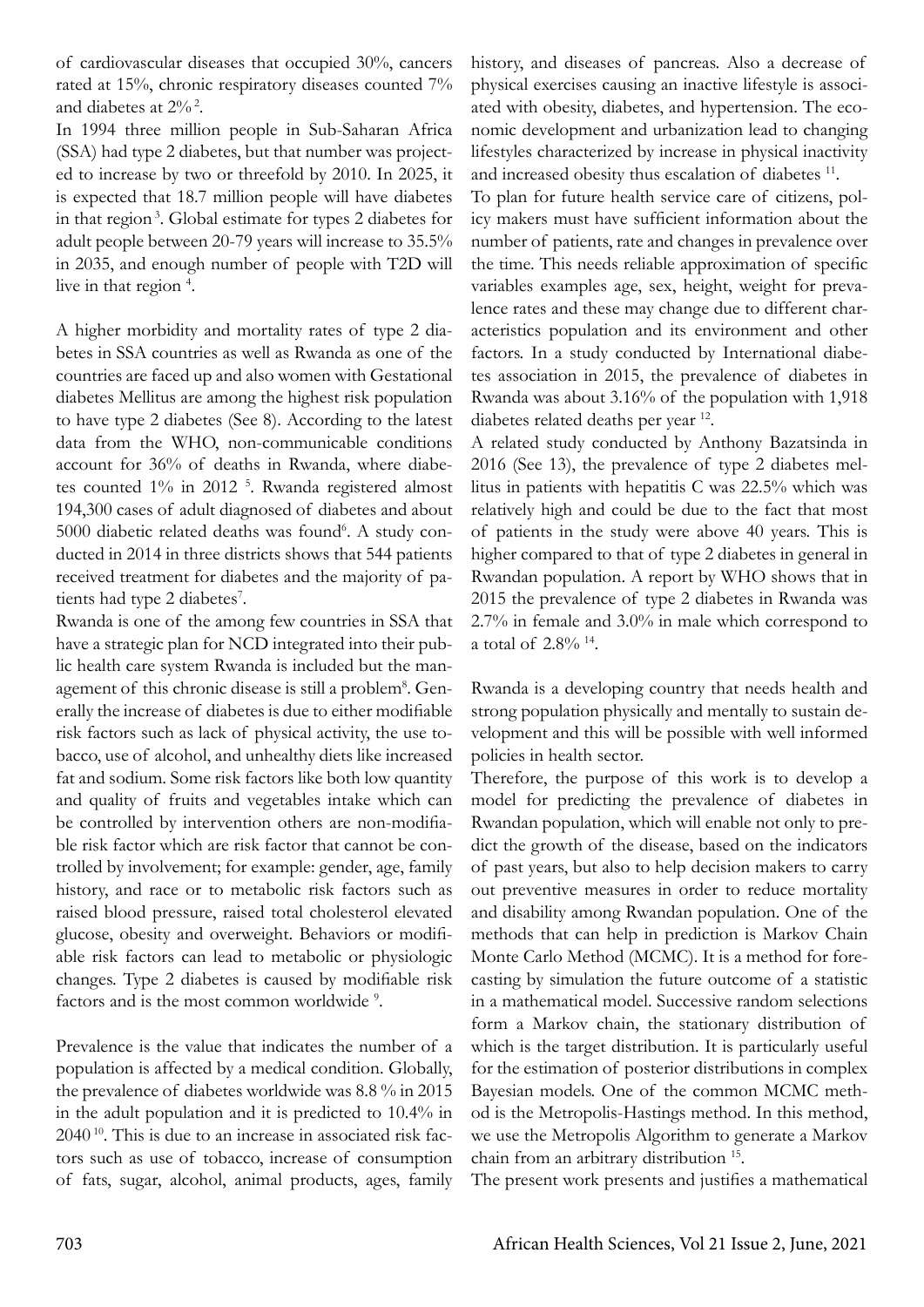of cardiovascular diseases that occupied 30%, cancers rated at 15%, chronic respiratory diseases counted 7% and diabetes at 2% [2].

In 1994 three million people in Sub-Saharan Africa (SSA) had type 2 diabetes, but that number was projected to increase by two or threefold by 2010. In 2025, it is expected that 18.7 million people will have diabetes in that region [3]. Global estimate for types 2 diabetes for adult people between 20-79 years will increase to 35.5% in 2035, and enough number of people with T2D will live in that region [4].

A higher morbidity and mortality rates of type 2 diabetes in SSA countries as well as Rwanda as one of the countries are faced up and also women with Gestational diabetes Mellitus are among the highest risk population to have type 2 diabetes (See 8). According to the latest data from the WHO, non-communicable conditions account for 36% of deaths in Rwanda, where diabetes counted 1% in 2012 [5]. Rwanda registered almost 194,300 cases of adult diagnosed of diabetes and about 5000 diabetic related deaths was found[6]. A study conducted in 2014 in three districts shows that 544 patients received treatment for diabetes and the majority of patients had type 2 diabetes[7].

Rwanda is one of the among few countries in SSA that have a strategic plan for NCD integrated into their public health care system Rwanda is included but the management of this chronic disease is still a problem[8]. Generally the increase of diabetes is due to either modifiable risk factors such as lack of physical activity, the use tobacco, use of alcohol, and unhealthy diets like increased fat and sodium. Some risk factors like both low quantity and quality of fruits and vegetables intake which can be controlled by intervention others are non-modifiable risk factor which are risk factor that cannot be controlled by involvement; for example: gender, age, family history, and race or to metabolic risk factors such as raised blood pressure, raised total cholesterol elevated glucose, obesity and overweight. Behaviors or modifiable risk factors can lead to metabolic or physiologic changes. Type 2 diabetes is caused by modifiable risk factors and is the most common worldwide [9].

Prevalence is the value that indicates the number of a population is affected by a medical condition. Globally, the prevalence of diabetes worldwide was 8.8 % in 2015 in the adult population and it is predicted to 10.4% in 2040 [10]. This is due to an increase in associated risk factors such as use of tobacco, increase of consumption of fats, sugar, alcohol, animal products, ages, family history, and diseases of pancreas. Also a decrease of physical exercises causing an inactive lifestyle is associated with obesity, diabetes, and hypertension. The economic development and urbanization lead to changing lifestyles characterized by increase in physical inactivity and increased obesity thus escalation of diabetes [11].

To plan for future health service care of citizens, policy makers must have sufficient information about the number of patients, rate and changes in prevalence over the time. This needs reliable approximation of specific variables examples age, sex, height, weight for prevalence rates and these may change due to different characteristics population and its environment and other factors. In a study conducted by International diabetes association in 2015, the prevalence of diabetes in Rwanda was about 3.16% of the population with 1,918 diabetes related deaths per year [12].

A related study conducted by Anthony Bazatsinda in 2016 (See 13), the prevalence of type 2 diabetes mellitus in patients with hepatitis C was 22.5% which was relatively high and could be due to the fact that most of patients in the study were above 40 years. This is higher compared to that of type 2 diabetes in general in Rwandan population. A report by WHO shows that in 2015 the prevalence of type 2 diabetes in Rwanda was 2.7% in female and 3.0% in male which correspond to a total of 2.8% [14].

Rwanda is a developing country that needs health and strong population physically and mentally to sustain development and this will be possible with well informed policies in health sector.

Therefore, the purpose of this work is to develop a model for predicting the prevalence of diabetes in Rwandan population, which will enable not only to predict the growth of the disease, based on the indicators of past years, but also to help decision makers to carry out preventive measures in order to reduce mortality and disability among Rwandan population. One of the methods that can help in prediction is Markov Chain Monte Carlo Method (MCMC). It is a method for forecasting by simulation the future outcome of a statistic in a mathematical model. Successive random selections form a Markov chain, the stationary distribution of which is the target distribution. It is particularly useful for the estimation of posterior distributions in complex Bayesian models. One of the common MCMC method is the Metropolis-Hastings method. In this method, we use the Metropolis Algorithm to generate a Markov chain from an arbitrary distribution [15].

The present work presents and justifies a mathematical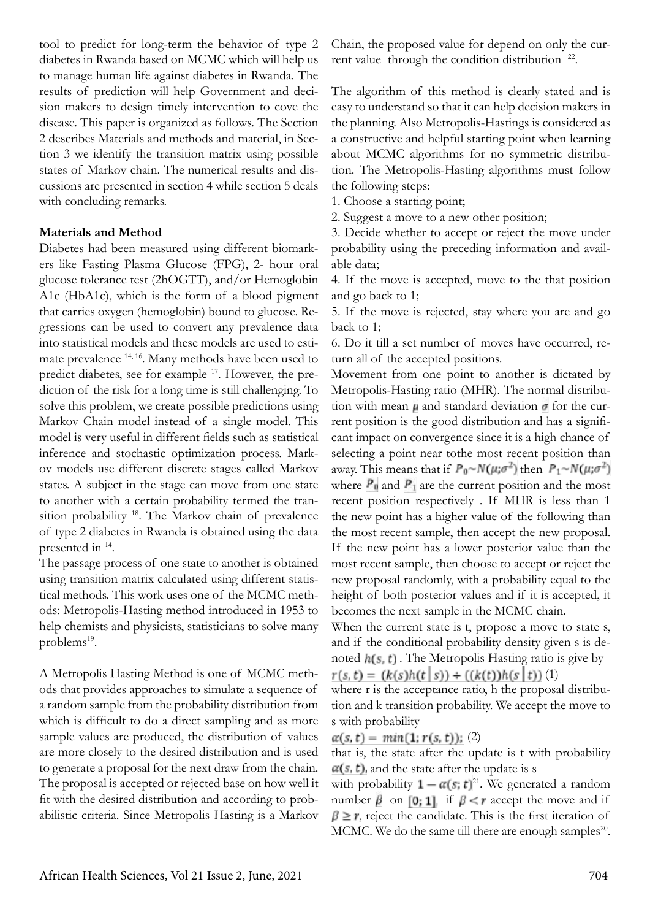tool to predict for long-term the behavior of type 2 diabetes in Rwanda based on MCMC which will help us to manage human life against diabetes in Rwanda. The results of prediction will help Government and decision makers to design timely intervention to cove the disease. This paper is organized as follows. The Section 2 describes Materials and methods and material, in Section 3 we identify the transition matrix using possible states of Markov chain. The numerical results and discussions are presented in section 4 while section 5 deals with concluding remarks.

**Materials and Method**

Diabetes had been measured using different biomarkers like Fasting Plasma Glucose (FPG), 2- hour oral glucose tolerance test (2hOGTT), and/or Hemoglobin A1c (HbA1c), which is the form of a blood pigment that carries oxygen (hemoglobin) bound to glucose. Regressions can be used to convert any prevalence data into statistical models and these models are used to estimate prevalence [14, 16]. Many methods have been used to predict diabetes, see for example [17]. However, the prediction of the risk for a long time is still challenging. To solve this problem, we create possible predictions using Markov Chain model instead of a single model. This model is very useful in different fields such as statistical inference and stochastic optimization process. Markov models use different discrete stages called Markov states. A subject in the stage can move from one state to another with a certain probability termed the transition probability [18]. The Markov chain of prevalence of type 2 diabetes in Rwanda is obtained using the data presented in [14].

The passage process of one state to another is obtained using transition matrix calculated using different statistical methods. This work uses one of the MCMC methods: Metropolis-Hasting method introduced in 1953 to help chemists and physicists, statisticians to solve many problems[19].

A Metropolis Hasting Method is one of MCMC methods that provides approaches to simulate a sequence of a random sample from the probability distribution from which is difficult to do a direct sampling and as more sample values are produced, the distribution of values are more closely to the desired distribution and is used to generate a proposal for the next draw from the chain. The proposal is accepted or rejected base on how well it fit with the desired distribution and according to probabilistic criteria. Since Metropolis Hasting is a Markov Chain, the proposed value for depend on only the current value through the condition distribution [22].

The algorithm of this method is clearly stated and is easy to understand so that it can help decision makers in the planning. Also Metropolis-Hastings is considered as a constructive and helpful starting point when learning about MCMC algorithms for no symmetric distribution. The Metropolis-Hasting algorithms must follow the following steps:

1. Choose a starting point;
2. Suggest a move to a new other position;
3. Decide whether to accept or reject the move under probability using the preceding information and available data;
4. If the move is accepted, move to the that position and go back to 1;
5. If the move is rejected, stay where you are and go back to 1;
6. Do it till a set number of moves have occurred, return all of the accepted positions.

Movement from one point to another is dictated by Metropolis-Hasting ratio (MHR). The normal distribution with mean $\mu$ and standard deviation $\sigma$ for the current position is the good distribution and has a significant impact on convergence since it is a high chance of selecting a point near tothe most recent position than away. This means that if $P_0 \sim N(\mu;\sigma^2)$ then $P_1 \sim N(\mu;\sigma^2)$ where $P_0$ and $P_1$ are the current position and the most recent position respectively . If MHR is less than 1 the new point has a higher value of the following than the most recent sample, then accept the new proposal. If the new point has a lower posterior value than the most recent sample, then choose to accept or reject the new proposal randomly, with a probability equal to the height of both posterior values and if it is accepted, it becomes the next sample in the MCMC chain.

When the current state is t, propose a move to state s, and if the conditional probability density given s is denoted $h(s, t)$ . The Metropolis Hasting ratio is give by

$r(s, t) = (k(s)h(t \mid s)) \div ((k(t))h(s \mid t))$ (1)

where r is the acceptance ratio, h the proposal distribution and k transition probability. We accept the move to s with probability

$\alpha(s, t) = min(1; r(s, t));$ (2)

that is, the state after the update is t with probability $\alpha(s, t)$, and the state after the update is s with probability $1 - \alpha(s; t)$[21]. We generated a random number $\beta$ on $[0; 1]$, if $\beta < r$ accept the move and if $\beta \geq r$, reject the candidate. This is the first iteration of MCMC. We do the same till there are enough samples[20].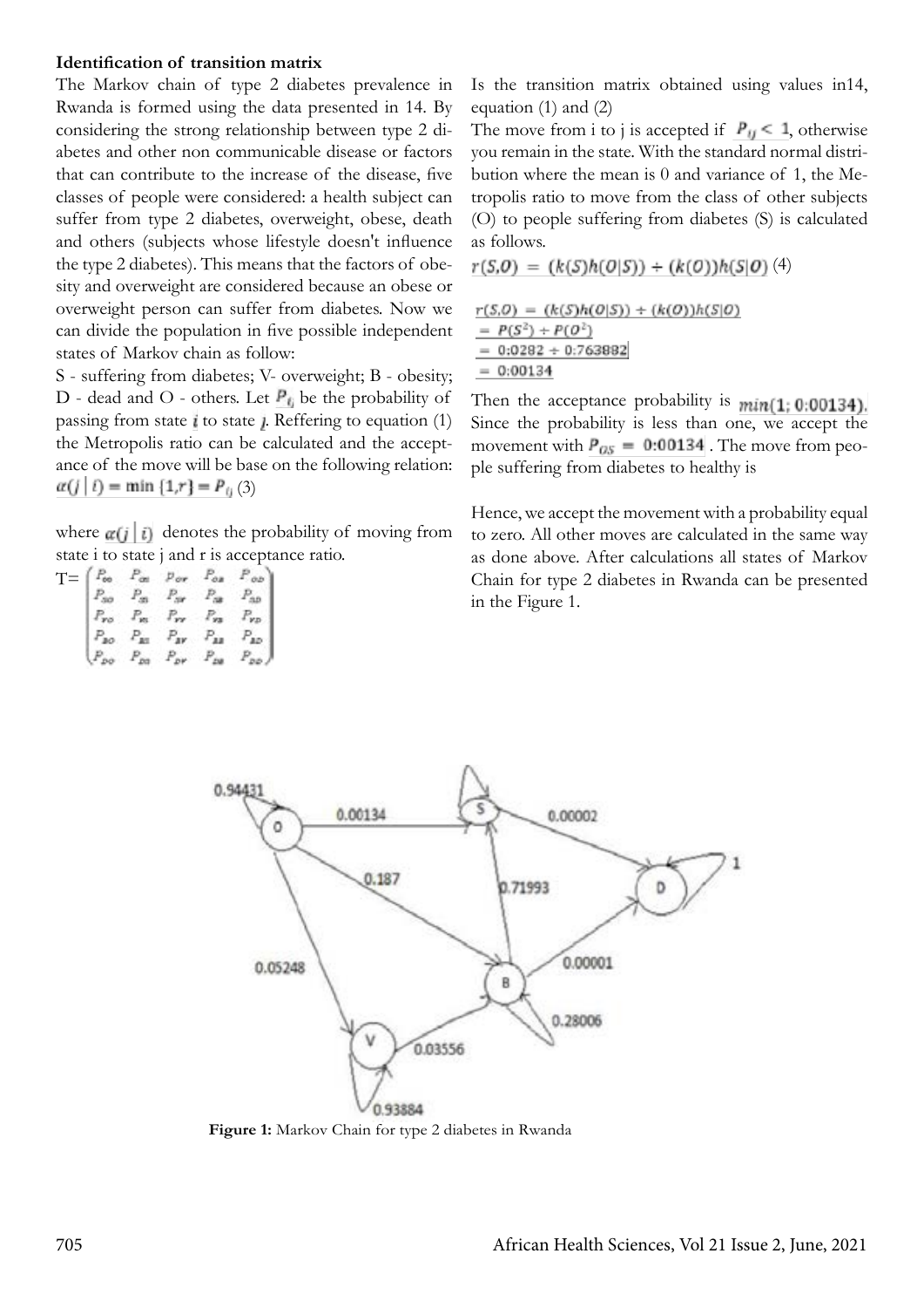**Identification of transition matrix**

The Markov chain of type 2 diabetes prevalence in Rwanda is formed using the data presented in 14. By considering the strong relationship between type 2 diabetes and other non communicable disease or factors that can contribute to the increase of the disease, five classes of people were considered: a health subject can suffer from type 2 diabetes, overweight, obese, death and others (subjects whose lifestyle doesn't influence the type 2 diabetes). This means that the factors of obesity and overweight are considered because an obese or overweight person can suffer from diabetes. Now we can divide the population in five possible independent states of Markov chain as follow:

S - suffering from diabetes; V- overweight; B - obesity; D - dead and O - others. Let $P_{ij}$ be the probability of passing from state $i$ to state $j$. Reffering to equation (1) the Metropolis ratio can be calculated and the acceptance of the move will be base on the following relation:

$\alpha(j \mid i) = \min\{1, r\} = P_{ij}$ (3)

where $\alpha(j \mid i)$ denotes the probability of moving from state i to state j and r is acceptance ratio.

$$T = \begin{pmatrix} P_{OO} & P_{OS} & P_{OV} & P_{OB} & P_{OD} \\ P_{SO} & P_{SS} & P_{SV} & P_{SB} & P_{SD} \\ P_{VO} & P_{VS} & P_{VV} & P_{VB} & P_{VD} \\ P_{BO} & P_{BS} & P_{BV} & P_{BB} & P_{BD} \\ P_{DO} & P_{DS} & P_{DV} & P_{DB} & P_{DD} \end{pmatrix}$$

Is the transition matrix obtained using values in14, equation (1) and (2)

The move from i to j is accepted if $P_{ij} < 1$, otherwise you remain in the state. With the standard normal distribution where the mean is 0 and variance of 1, the Metropolis ratio to move from the class of other subjects (O) to people suffering from diabetes (S) is calculated as follows.

$r(S,O) = (k(S)h(O|S)) \div (k(O))h(S|O)$ (4)

$$\begin{aligned} r(S,O) &= (k(S)h(O|S)) \div (k(O))h(S|O) \\ &= P(S^2) \div P(O^2) \\ &= 0{:}0282 \div 0{:}763882 \\ &= 0{:}00134 \end{aligned}$$

Then the acceptance probability is $min(1; 0{:}00134)$. Since the probability is less than one, we accept the movement with $P_{OS} = 0{:}00134$. The move from people suffering from diabetes to healthy is

Hence, we accept the movement with a probability equal to zero. All other moves are calculated in the same way as done above. After calculations all states of Markov Chain for type 2 diabetes in Rwanda can be presented in the Figure 1.

**Figure 1:** Markov Chain for type 2 diabetes in Rwanda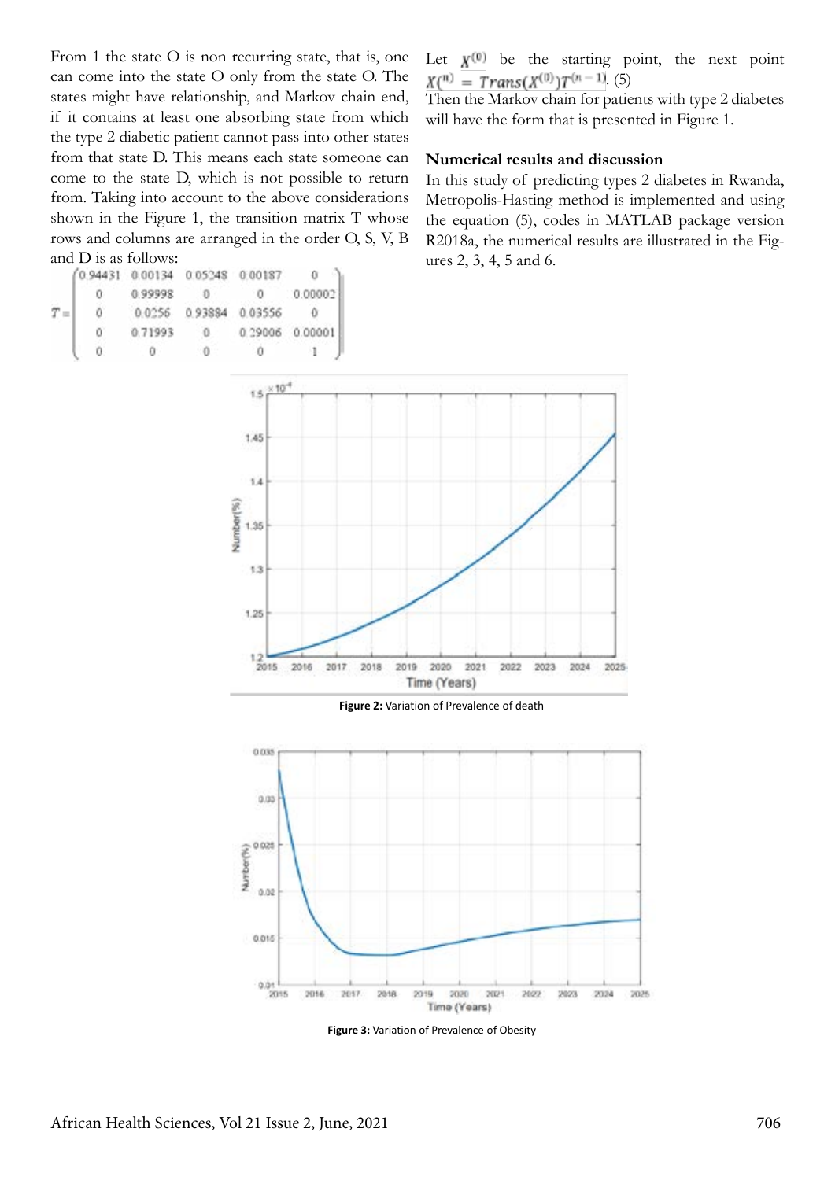From 1 the state O is non recurring state, that is, one can come into the state O only from the state O. The states might have relationship, and Markov chain end, if it contains at least one absorbing state from which the type 2 diabetic patient cannot pass into other states from that state D. This means each state someone can come to the state D, which is not possible to return from. Taking into account to the above considerations shown in the Figure 1, the transition matrix T whose rows and columns are arranged in the order O, S, V, B and D is as follows:

$$T = \begin{pmatrix} 0.94431 & 0.00134 & 0.05248 & 0.00187 & 0 \\ 0 & 0.99998 & 0 & 0 & 0.00002 \\ 0 & 0.0256 & 0.93884 & 0.03556 & 0 \\ 0 & 0.71993 & 0 & 0.29006 & 0.00001 \\ 0 & 0 & 0 & 0 & 1 \end{pmatrix}$$

Let $X^{(0)}$ be the starting point, the next point $X^{(n)} = Trans(X^{(0)})T^{(n-1)}$. (5)

Then the Markov chain for patients with type 2 diabetes will have the form that is presented in Figure 1.

## Numerical results and discussion

In this study of predicting types 2 diabetes in Rwanda, Metropolis-Hasting method is implemented and using the equation (5), codes in MATLAB package version R2018a, the numerical results are illustrated in the Figures 2, 3, 4, 5 and 6.

**Figure 2:** Variation of Prevalence of death

**Figure 3:** Variation of Prevalence of Obesity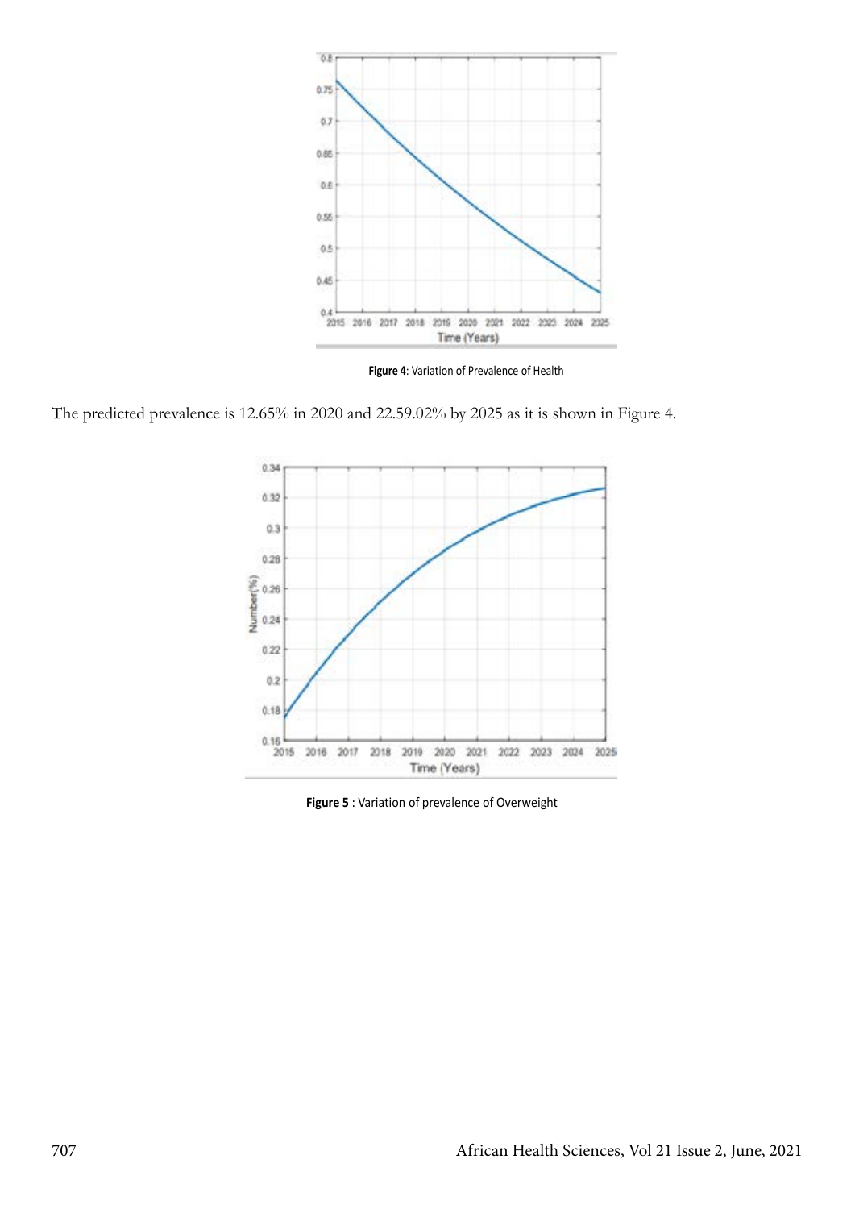**Figure 4**: Variation of Prevalence of Health

The predicted prevalence is 12.65% in 2020 and 22.59.02% by 2025 as it is shown in Figure 4.

**Figure 5** : Variation of prevalence of Overweight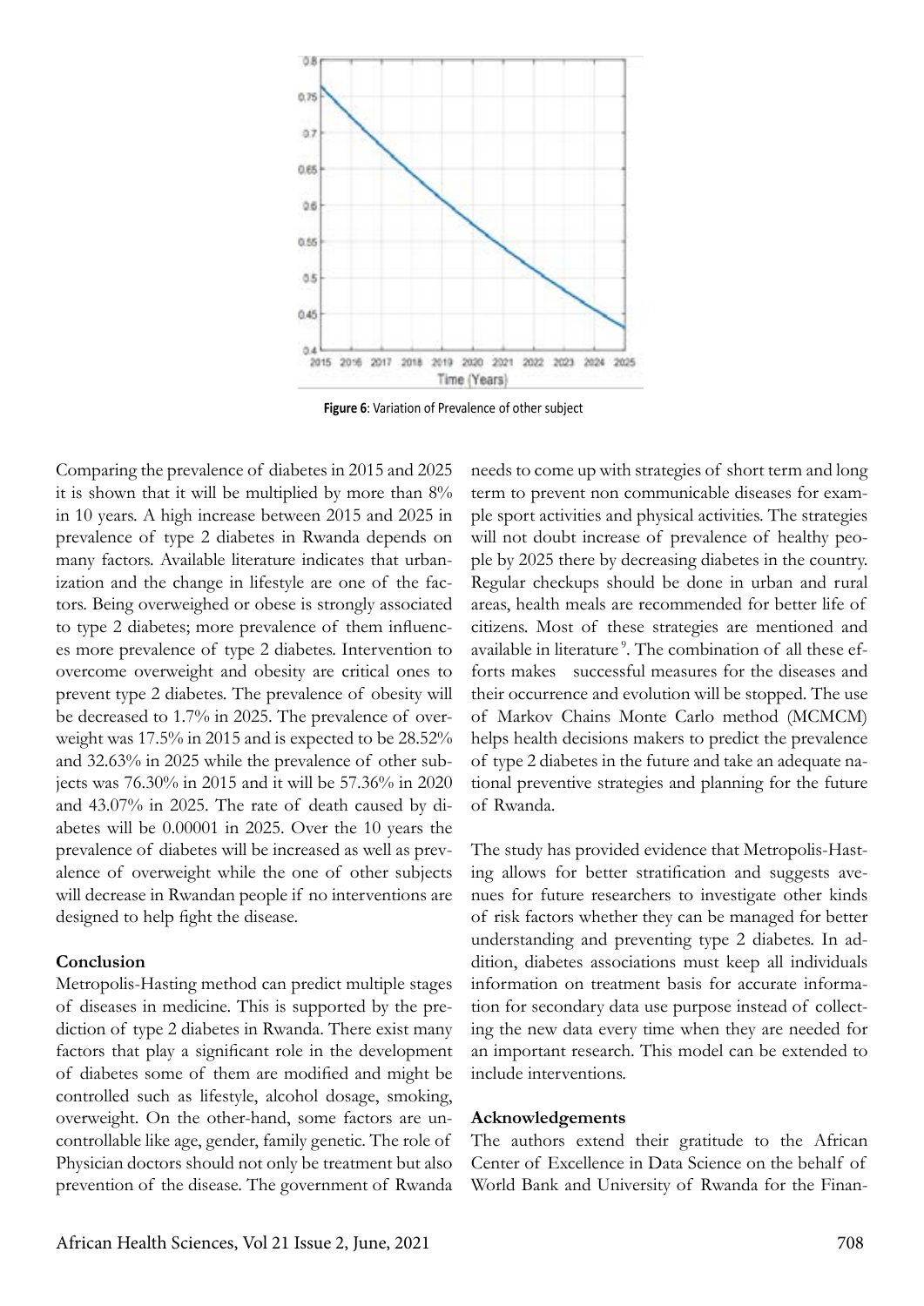**Figure 6**: Variation of Prevalence of other subject

Comparing the prevalence of diabetes in 2015 and 2025 it is shown that it will be multiplied by more than 8% in 10 years. A high increase between 2015 and 2025 in prevalence of type 2 diabetes in Rwanda depends on many factors. Available literature indicates that urbanization and the change in lifestyle are one of the factors. Being overweighed or obese is strongly associated to type 2 diabetes; more prevalence of them influences more prevalence of type 2 diabetes. Intervention to overcome overweight and obesity are critical ones to prevent type 2 diabetes. The prevalence of obesity will be decreased to 1.7% in 2025. The prevalence of overweight was 17.5% in 2015 and is expected to be 28.52% and 32.63% in 2025 while the prevalence of other subjects was 76.30% in 2015 and it will be 57.36% in 2020 and 43.07% in 2025. The rate of death caused by diabetes will be 0.00001 in 2025. Over the 10 years the prevalence of diabetes will be increased as well as prevalence of overweight while the one of other subjects will decrease in Rwandan people if no interventions are designed to help fight the disease.

**Conclusion**

Metropolis-Hasting method can predict multiple stages of diseases in medicine. This is supported by the prediction of type 2 diabetes in Rwanda. There exist many factors that play a significant role in the development of diabetes some of them are modified and might be controlled such as lifestyle, alcohol dosage, smoking, overweight. On the other-hand, some factors are uncontrollable like age, gender, family genetic. The role of Physician doctors should not only be treatment but also prevention of the disease. The government of Rwanda needs to come up with strategies of short term and long term to prevent non communicable diseases for example sport activities and physical activities. The strategies will not doubt increase of prevalence of healthy people by 2025 there by decreasing diabetes in the country. Regular checkups should be done in urban and rural areas, health meals are recommended for better life of citizens. Most of these strategies are mentioned and available in literature [9]. The combination of all these efforts makes successful measures for the diseases and their occurrence and evolution will be stopped. The use of Markov Chains Monte Carlo method (MCMCM) helps health decisions makers to predict the prevalence of type 2 diabetes in the future and take an adequate national preventive strategies and planning for the future of Rwanda.

The study has provided evidence that Metropolis-Hasting allows for better stratification and suggests avenues for future researchers to investigate other kinds of risk factors whether they can be managed for better understanding and preventing type 2 diabetes. In addition, diabetes associations must keep all individuals information on treatment basis for accurate information for secondary data use purpose instead of collecting the new data every time when they are needed for an important research. This model can be extended to include interventions.

**Acknowledgements**

The authors extend their gratitude to the African Center of Excellence in Data Science on the behalf of World Bank and University of Rwanda for the Finan-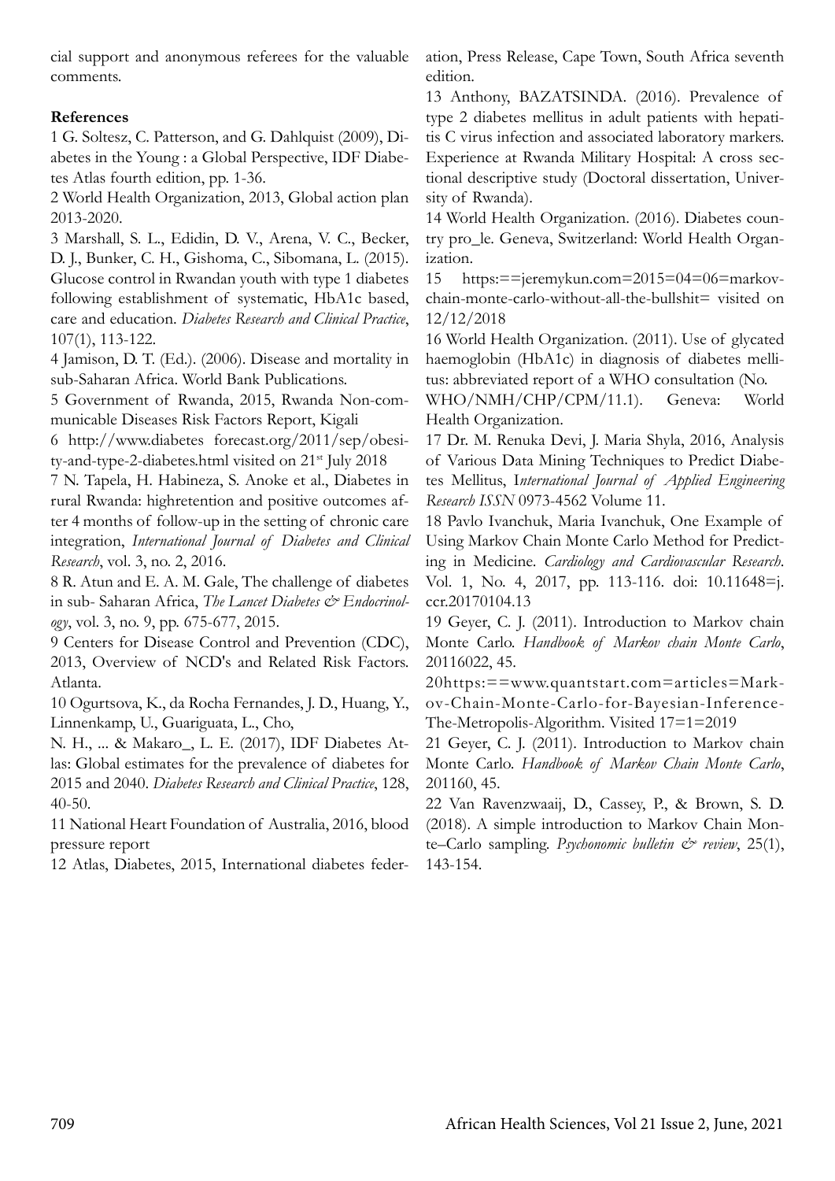cial support and anonymous referees for the valuable comments.

**References**

1 G. Soltesz, C. Patterson, and G. Dahlquist (2009), Diabetes in the Young : a Global Perspective, IDF Diabetes Atlas fourth edition, pp. 1-36.

2 World Health Organization, 2013, Global action plan 2013-2020.

3 Marshall, S. L., Edidin, D. V., Arena, V. C., Becker, D. J., Bunker, C. H., Gishoma, C., Sibomana, L. (2015). Glucose control in Rwandan youth with type 1 diabetes following establishment of systematic, HbA1c based, care and education. *Diabetes Research and Clinical Practice*, 107(1), 113-122.

4 Jamison, D. T. (Ed.). (2006). Disease and mortality in sub-Saharan Africa. World Bank Publications.

5 Government of Rwanda, 2015, Rwanda Non-communicable Diseases Risk Factors Report, Kigali

6 http://www.diabetes forecast.org/2011/sep/obesity-and-type-2-diabetes.html visited on 21st July 2018

7 N. Tapela, H. Habineza, S. Anoke et al., Diabetes in rural Rwanda: highretention and positive outcomes after 4 months of follow-up in the setting of chronic care integration, *International Journal of Diabetes and Clinical Research*, vol. 3, no. 2, 2016.

8 R. Atun and E. A. M. Gale, The challenge of diabetes in sub- Saharan Africa, *The Lancet Diabetes & Endocrinology*, vol. 3, no. 9, pp. 675-677, 2015.

9 Centers for Disease Control and Prevention (CDC), 2013, Overview of NCD's and Related Risk Factors. Atlanta.

10 Ogurtsova, K., da Rocha Fernandes, J. D., Huang, Y., Linnenkamp, U., Guariguata, L., Cho, N. H., ... & Makaro_, L. E. (2017), IDF Diabetes Atlas: Global estimates for the prevalence of diabetes for 2015 and 2040. *Diabetes Research and Clinical Practice*, 128, 40-50.

11 National Heart Foundation of Australia, 2016, blood pressure report

12 Atlas, Diabetes, 2015, International diabetes federation, Press Release, Cape Town, South Africa seventh edition.

13 Anthony, BAZATSINDA. (2016). Prevalence of type 2 diabetes mellitus in adult patients with hepatitis C virus infection and associated laboratory markers. Experience at Rwanda Military Hospital: A cross sectional descriptive study (Doctoral dissertation, University of Rwanda).

14 World Health Organization. (2016). Diabetes country pro_le. Geneva, Switzerland: World Health Organization.

15 https:==jeremykun.com=2015=04=06=markov-chain-monte-carlo-without-all-the-bullshit= visited on 12/12/2018

16 World Health Organization. (2011). Use of glycated haemoglobin (HbA1c) in diagnosis of diabetes mellitus: abbreviated report of a WHO consultation (No. WHO/NMH/CHP/CPM/11.1). Geneva: World Health Organization.

17 Dr. M. Renuka Devi, J. Maria Shyla, 2016, Analysis of Various Data Mining Techniques to Predict Diabetes Mellitus, *International Journal of Applied Engineering Research ISSN* 0973-4562 Volume 11.

18 Pavlo Ivanchuk, Maria Ivanchuk, One Example of Using Markov Chain Monte Carlo Method for Predicting in Medicine. *Cardiology and Cardiovascular Research*. Vol. 1, No. 4, 2017, pp. 113-116. doi: 10.11648=j.ccr.20170104.13

19 Geyer, C. J. (2011). Introduction to Markov chain Monte Carlo. *Handbook of Markov chain Monte Carlo*, 20116022, 45.

20https:==www.quantstart.com=articles=Markov-Chain-Monte-Carlo-for-Bayesian-Inference-The-Metropolis-Algorithm. Visited 17=1=2019

21 Geyer, C. J. (2011). Introduction to Markov chain Monte Carlo. *Handbook of Markov Chain Monte Carlo*, 201160, 45.

22 Van Ravenzwaaij, D., Cassey, P., & Brown, S. D. (2018). A simple introduction to Markov Chain Monte–Carlo sampling. *Psychonomic bulletin & review*, 25(1), 143-154.